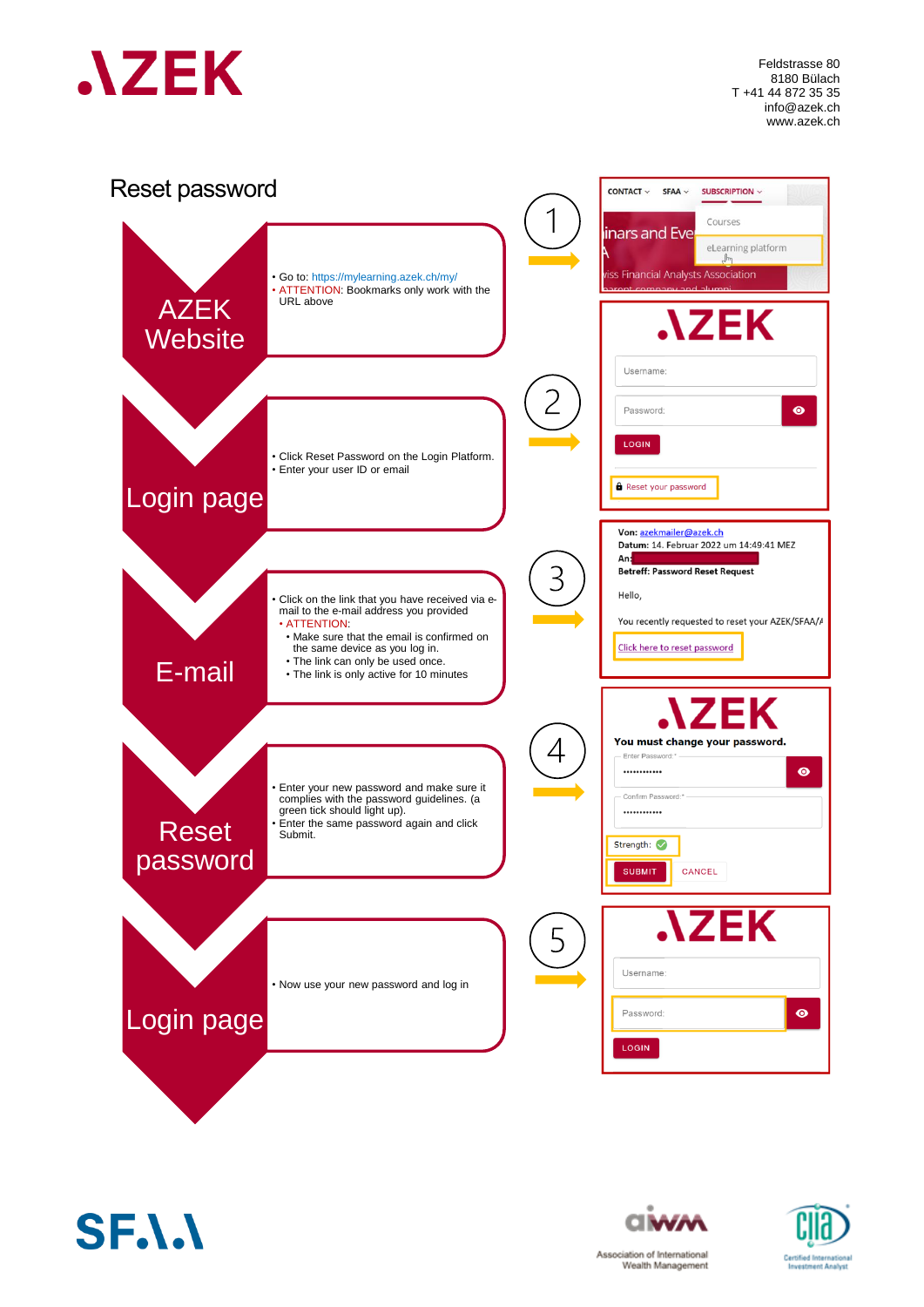Feldstrasse 80
8180 Bülach
T +41 44 872 35 35
info@azek.ch
www.azek.ch

# Reset password

## AZEK Website

- Go to: https://mylearning.azek.ch/my/
- ATTENTION: Bookmarks only work with the URL above

## Login page

- Click Reset Password on the Login Platform.
- Enter your user ID or email

## E-mail

- Click on the link that you have received via e-mail to the e-mail address you provided
- ATTENTION:
  - Make sure that the email is confirmed on the same device as you log in.
  - The link can only be used once.
  - The link is only active for 10 minutes

## Reset password

- Enter your new password and make sure it complies with the password guidelines. (a green tick should light up).
- Enter the same password again and click Submit.

## Login page

- Now use your new password and log in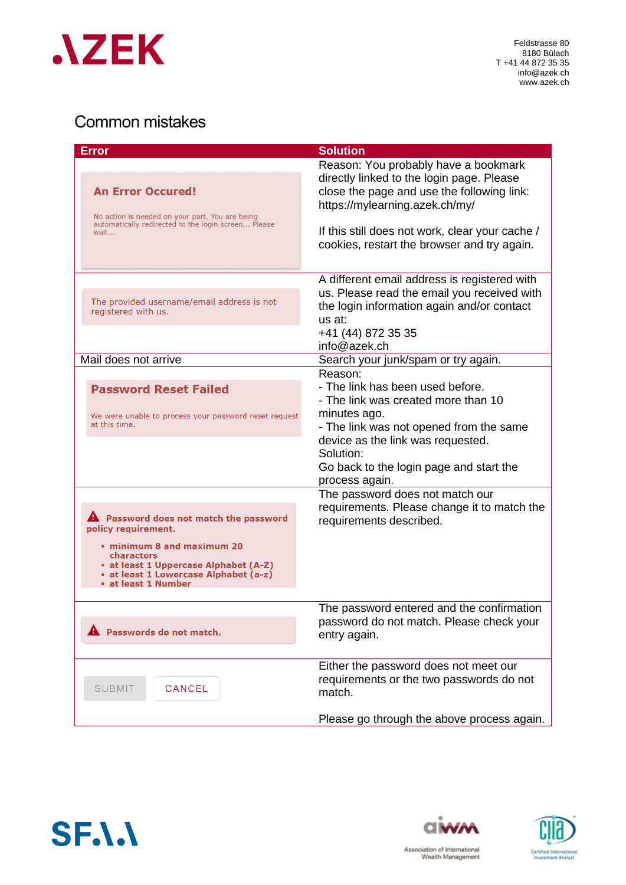## Common mistakes

| Error | Solution |
|---|---|
| **An Error Occured!** No action is needed on your part. You are being automatically redirected to the login screen... Please wait... | Reason: You probably have a bookmark directly linked to the login page. Please close the page and use the following link: https://mylearning.azek.ch/my/ <br><br> If this still does not work, clear your cache / cookies, restart the browser and try again. |
| The provided username/email address is not registered with us. | A different email address is registered with us. Please read the email you received with the login information again and/or contact us at: <br> +41 (44) 872 35 35 <br> info@azek.ch |
| Mail does not arrive | Search your junk/spam or try again. |
| **Password Reset Failed** We were unable to process your password reset request at this time. | Reason: <br> - The link has been used before. <br> - The link was created more than 10 minutes ago. <br> - The link was not opened from the same device as the link was requested. <br> Solution: <br> Go back to the login page and start the process again. |
| **Password does not match the password policy requirement.** <br> • **minimum 8 and maximum 20 characters** <br> • **at least 1 Uppercase Alphabet (A-Z)** <br> • **at least 1 Lowercase Alphabet (a-z)** <br> • **at least 1 Number** | The password does not match our requirements. Please change it to match the requirements described. |
| **Passwords do not match.** | The password entered and the confirmation password do not match. Please check your entry again. |
| SUBMIT CANCEL | Either the password does not meet our requirements or the two passwords do not match. <br><br> Please go through the above process again. |